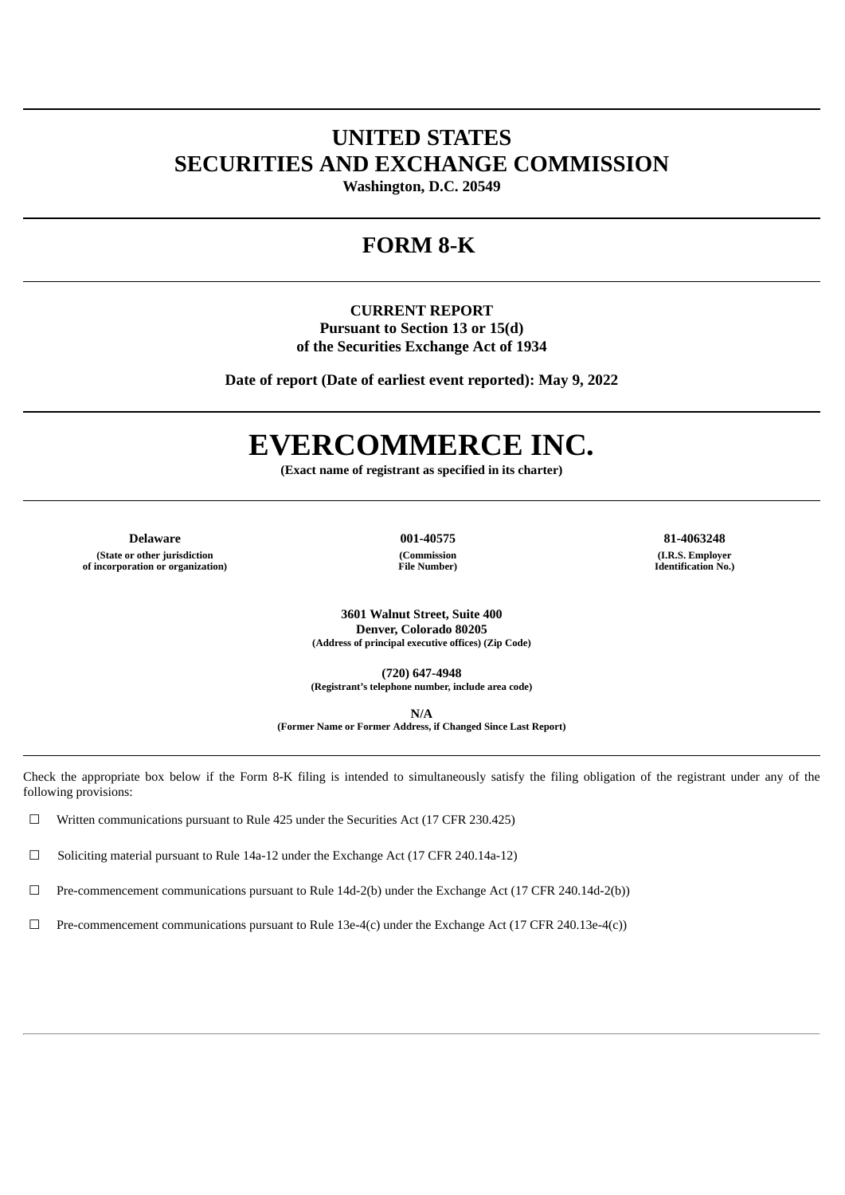# UNITED STATES
# SECURITIES AND EXCHANGE COMMISSION

**Washington, D.C. 20549**

# FORM 8-K

**CURRENT REPORT**
**Pursuant to Section 13 or 15(d)**
**of the Securities Exchange Act of 1934**

**Date of report (Date of earliest event reported): May 9, 2022**

# EVERCOMMERCE INC.

**(Exact name of registrant as specified in its charter)**

| Delaware | 001-40575 | 81-4063248 |
|---|---|---|
| (State or other jurisdiction of incorporation or organization) | (Commission File Number) | (I.R.S. Employer Identification No.) |

**3601 Walnut Street, Suite 400**
**Denver, Colorado 80205**
**(Address of principal executive offices) (Zip Code)**

**(720) 647-4948**
**(Registrant's telephone number, include area code)**

**N/A**
**(Former Name or Former Address, if Changed Since Last Report)**

Check the appropriate box below if the Form 8-K filing is intended to simultaneously satisfy the filing obligation of the registrant under any of the following provisions:

☐ Written communications pursuant to Rule 425 under the Securities Act (17 CFR 230.425)

☐ Soliciting material pursuant to Rule 14a-12 under the Exchange Act (17 CFR 240.14a-12)

☐ Pre-commencement communications pursuant to Rule 14d-2(b) under the Exchange Act (17 CFR 240.14d-2(b))

☐ Pre-commencement communications pursuant to Rule 13e-4(c) under the Exchange Act (17 CFR 240.13e-4(c))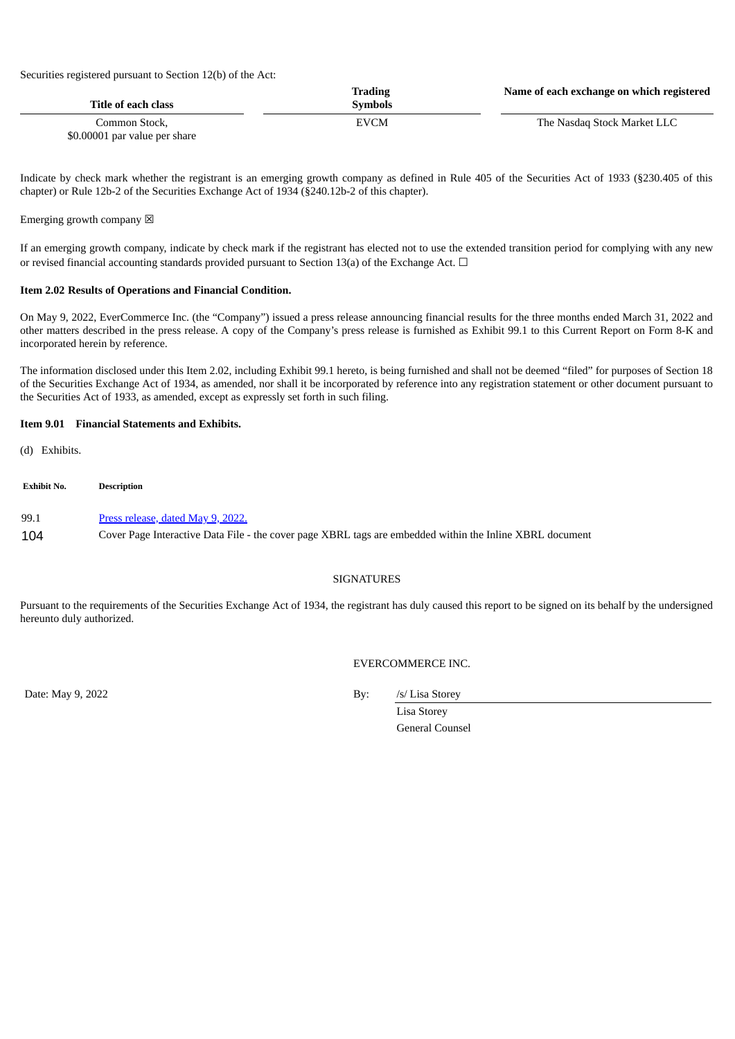Securities registered pursuant to Section 12(b) of the Act:

| Title of each class | Trading Symbols | Name of each exchange on which registered |
| --- | --- | --- |
| Common Stock, $0.00001 par value per share | EVCM | The Nasdaq Stock Market LLC |

Indicate by check mark whether the registrant is an emerging growth company as defined in Rule 405 of the Securities Act of 1933 (§230.405 of this chapter) or Rule 12b-2 of the Securities Exchange Act of 1934 (§240.12b-2 of this chapter).

Emerging growth company ☒

If an emerging growth company, indicate by check mark if the registrant has elected not to use the extended transition period for complying with any new or revised financial accounting standards provided pursuant to Section 13(a) of the Exchange Act. ☐

**Item 2.02 Results of Operations and Financial Condition.**

On May 9, 2022, EverCommerce Inc. (the "Company") issued a press release announcing financial results for the three months ended March 31, 2022 and other matters described in the press release. A copy of the Company's press release is furnished as Exhibit 99.1 to this Current Report on Form 8-K and incorporated herein by reference.

The information disclosed under this Item 2.02, including Exhibit 99.1 hereto, is being furnished and shall not be deemed "filed" for purposes of Section 18 of the Securities Exchange Act of 1934, as amended, nor shall it be incorporated by reference into any registration statement or other document pursuant to the Securities Act of 1933, as amended, except as expressly set forth in such filing.

**Item 9.01 Financial Statements and Exhibits.**

(d) Exhibits.

| Exhibit No. | Description |
| --- | --- |
| 99.1 | Press release, dated May 9, 2022. |
| 104 | Cover Page Interactive Data File - the cover page XBRL tags are embedded within the Inline XBRL document |

SIGNATURES

Pursuant to the requirements of the Securities Exchange Act of 1934, the registrant has duly caused this report to be signed on its behalf by the undersigned hereunto duly authorized.

EVERCOMMERCE INC.

Date: May 9, 2022

By: /s/ Lisa Storey
Lisa Storey
General Counsel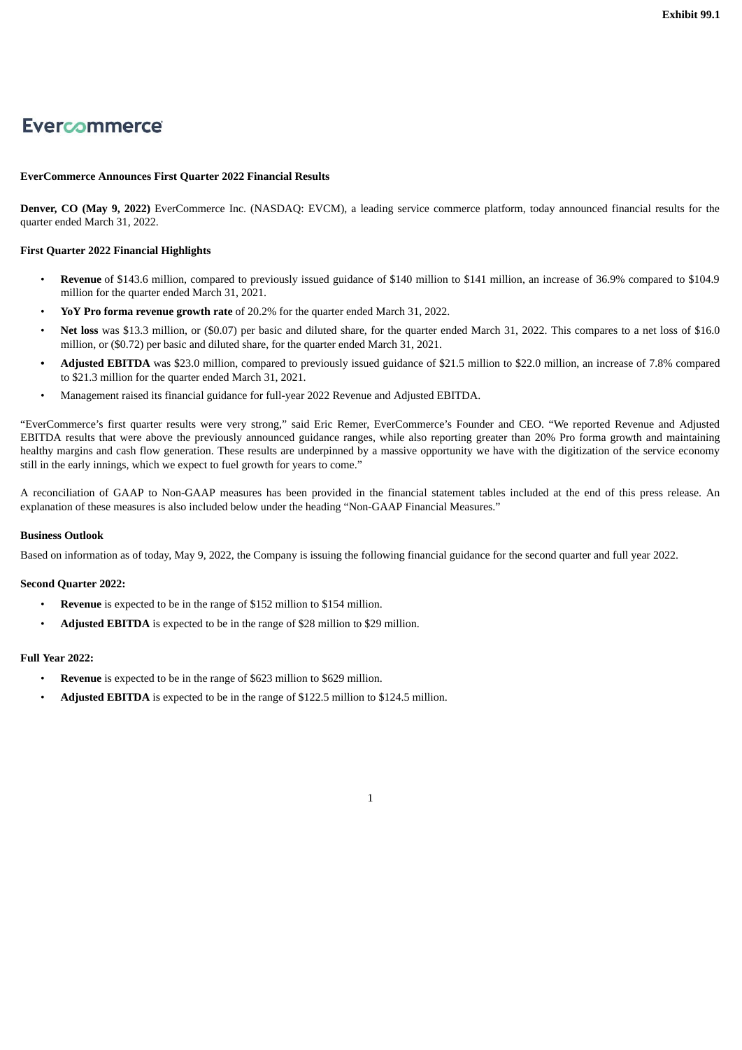Exhibit 99.1

Evercommerce

**EverCommerce Announces First Quarter 2022 Financial Results**

**Denver, CO (May 9, 2022)** EverCommerce Inc. (NASDAQ: EVCM), a leading service commerce platform, today announced financial results for the quarter ended March 31, 2022.

**First Quarter 2022 Financial Highlights**

- **Revenue** of $143.6 million, compared to previously issued guidance of $140 million to $141 million, an increase of 36.9% compared to $104.9 million for the quarter ended March 31, 2021.
- **YoY Pro forma revenue growth rate** of 20.2% for the quarter ended March 31, 2022.
- **Net loss** was $13.3 million, or ($0.07) per basic and diluted share, for the quarter ended March 31, 2022. This compares to a net loss of $16.0 million, or ($0.72) per basic and diluted share, for the quarter ended March 31, 2021.
- **Adjusted EBITDA** was $23.0 million, compared to previously issued guidance of $21.5 million to $22.0 million, an increase of 7.8% compared to $21.3 million for the quarter ended March 31, 2021.
- Management raised its financial guidance for full-year 2022 Revenue and Adjusted EBITDA.

"EverCommerce's first quarter results were very strong," said Eric Remer, EverCommerce's Founder and CEO. "We reported Revenue and Adjusted EBITDA results that were above the previously announced guidance ranges, while also reporting greater than 20% Pro forma growth and maintaining healthy margins and cash flow generation. These results are underpinned by a massive opportunity we have with the digitization of the service economy still in the early innings, which we expect to fuel growth for years to come."

A reconciliation of GAAP to Non-GAAP measures has been provided in the financial statement tables included at the end of this press release. An explanation of these measures is also included below under the heading "Non-GAAP Financial Measures."

**Business Outlook**

Based on information as of today, May 9, 2022, the Company is issuing the following financial guidance for the second quarter and full year 2022.

**Second Quarter 2022:**

- **Revenue** is expected to be in the range of $152 million to $154 million.
- **Adjusted EBITDA** is expected to be in the range of $28 million to $29 million.

**Full Year 2022:**

- **Revenue** is expected to be in the range of $623 million to $629 million.
- **Adjusted EBITDA** is expected to be in the range of $122.5 million to $124.5 million.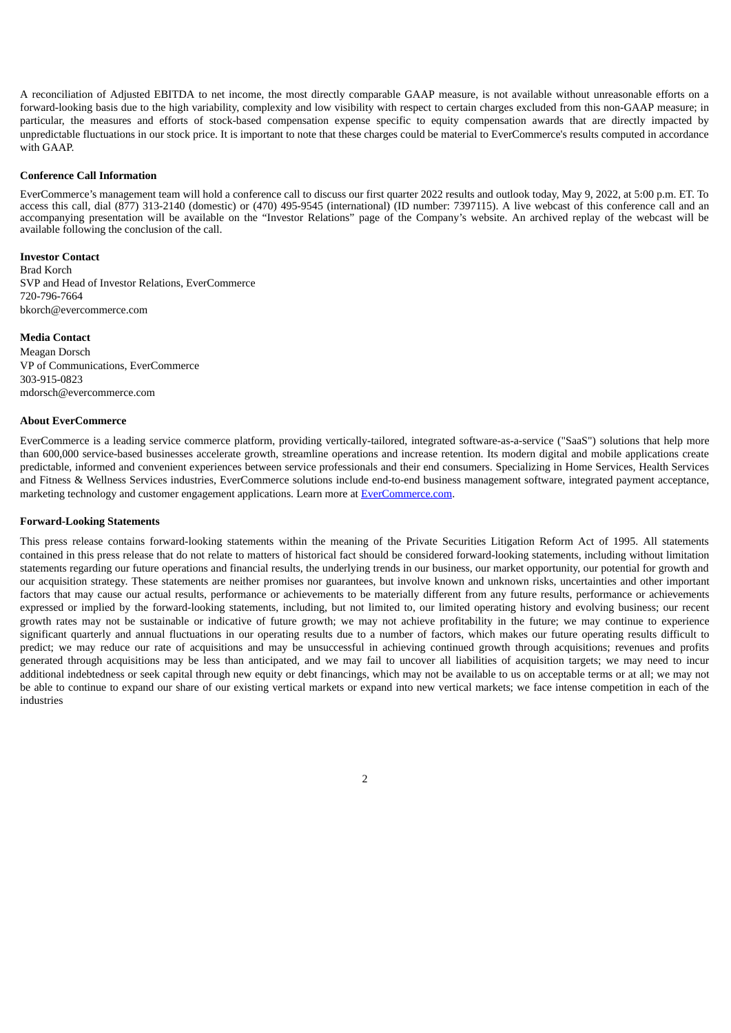A reconciliation of Adjusted EBITDA to net income, the most directly comparable GAAP measure, is not available without unreasonable efforts on a forward-looking basis due to the high variability, complexity and low visibility with respect to certain charges excluded from this non-GAAP measure; in particular, the measures and efforts of stock-based compensation expense specific to equity compensation awards that are directly impacted by unpredictable fluctuations in our stock price. It is important to note that these charges could be material to EverCommerce's results computed in accordance with GAAP.

**Conference Call Information**

EverCommerce's management team will hold a conference call to discuss our first quarter 2022 results and outlook today, May 9, 2022, at 5:00 p.m. ET. To access this call, dial (877) 313-2140 (domestic) or (470) 495-9545 (international) (ID number: 7397115). A live webcast of this conference call and an accompanying presentation will be available on the "Investor Relations" page of the Company's website. An archived replay of the webcast will be available following the conclusion of the call.

**Investor Contact**

Brad Korch
SVP and Head of Investor Relations, EverCommerce
720-796-7664
bkorch@evercommerce.com

**Media Contact**

Meagan Dorsch
VP of Communications, EverCommerce
303-915-0823
mdorsch@evercommerce.com

**About EverCommerce**

EverCommerce is a leading service commerce platform, providing vertically-tailored, integrated software-as-a-service ("SaaS") solutions that help more than 600,000 service-based businesses accelerate growth, streamline operations and increase retention. Its modern digital and mobile applications create predictable, informed and convenient experiences between service professionals and their end consumers. Specializing in Home Services, Health Services and Fitness & Wellness Services industries, EverCommerce solutions include end-to-end business management software, integrated payment acceptance, marketing technology and customer engagement applications. Learn more at EverCommerce.com.

**Forward-Looking Statements**

This press release contains forward-looking statements within the meaning of the Private Securities Litigation Reform Act of 1995. All statements contained in this press release that do not relate to matters of historical fact should be considered forward-looking statements, including without limitation statements regarding our future operations and financial results, the underlying trends in our business, our market opportunity, our potential for growth and our acquisition strategy. These statements are neither promises nor guarantees, but involve known and unknown risks, uncertainties and other important factors that may cause our actual results, performance or achievements to be materially different from any future results, performance or achievements expressed or implied by the forward-looking statements, including, but not limited to, our limited operating history and evolving business; our recent growth rates may not be sustainable or indicative of future growth; we may not achieve profitability in the future; we may continue to experience significant quarterly and annual fluctuations in our operating results due to a number of factors, which makes our future operating results difficult to predict; we may reduce our rate of acquisitions and may be unsuccessful in achieving continued growth through acquisitions; revenues and profits generated through acquisitions may be less than anticipated, and we may fail to uncover all liabilities of acquisition targets; we may need to incur additional indebtedness or seek capital through new equity or debt financings, which may not be available to us on acceptable terms or at all; we may not be able to continue to expand our share of our existing vertical markets or expand into new vertical markets; we face intense competition in each of the industries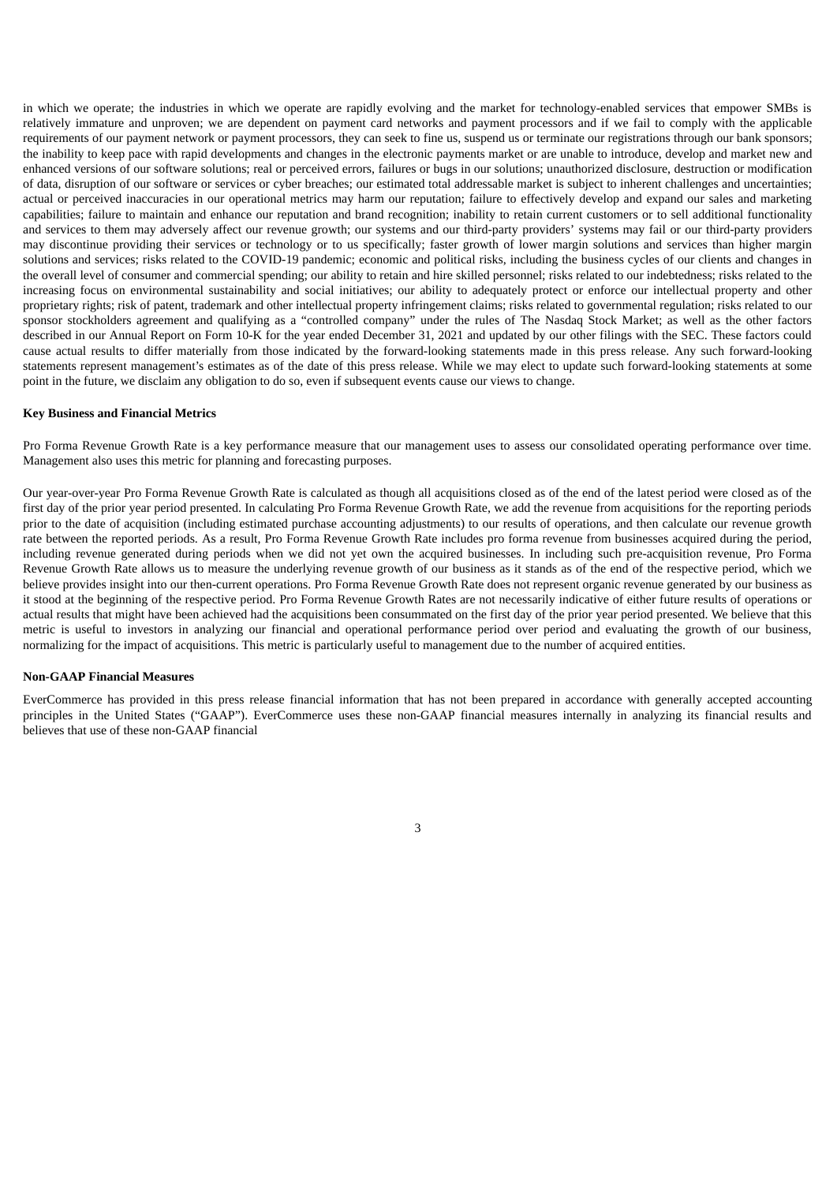in which we operate; the industries in which we operate are rapidly evolving and the market for technology-enabled services that empower SMBs is relatively immature and unproven; we are dependent on payment card networks and payment processors and if we fail to comply with the applicable requirements of our payment network or payment processors, they can seek to fine us, suspend us or terminate our registrations through our bank sponsors; the inability to keep pace with rapid developments and changes in the electronic payments market or are unable to introduce, develop and market new and enhanced versions of our software solutions; real or perceived errors, failures or bugs in our solutions; unauthorized disclosure, destruction or modification of data, disruption of our software or services or cyber breaches; our estimated total addressable market is subject to inherent challenges and uncertainties; actual or perceived inaccuracies in our operational metrics may harm our reputation; failure to effectively develop and expand our sales and marketing capabilities; failure to maintain and enhance our reputation and brand recognition; inability to retain current customers or to sell additional functionality and services to them may adversely affect our revenue growth; our systems and our third-party providers' systems may fail or our third-party providers may discontinue providing their services or technology or to us specifically; faster growth of lower margin solutions and services than higher margin solutions and services; risks related to the COVID-19 pandemic; economic and political risks, including the business cycles of our clients and changes in the overall level of consumer and commercial spending; our ability to retain and hire skilled personnel; risks related to our indebtedness; risks related to the increasing focus on environmental sustainability and social initiatives; our ability to adequately protect or enforce our intellectual property and other proprietary rights; risk of patent, trademark and other intellectual property infringement claims; risks related to governmental regulation; risks related to our sponsor stockholders agreement and qualifying as a "controlled company" under the rules of The Nasdaq Stock Market; as well as the other factors described in our Annual Report on Form 10-K for the year ended December 31, 2021 and updated by our other filings with the SEC. These factors could cause actual results to differ materially from those indicated by the forward-looking statements made in this press release. Any such forward-looking statements represent management's estimates as of the date of this press release. While we may elect to update such forward-looking statements at some point in the future, we disclaim any obligation to do so, even if subsequent events cause our views to change.

**Key Business and Financial Metrics**

Pro Forma Revenue Growth Rate is a key performance measure that our management uses to assess our consolidated operating performance over time. Management also uses this metric for planning and forecasting purposes.

Our year-over-year Pro Forma Revenue Growth Rate is calculated as though all acquisitions closed as of the end of the latest period were closed as of the first day of the prior year period presented. In calculating Pro Forma Revenue Growth Rate, we add the revenue from acquisitions for the reporting periods prior to the date of acquisition (including estimated purchase accounting adjustments) to our results of operations, and then calculate our revenue growth rate between the reported periods. As a result, Pro Forma Revenue Growth Rate includes pro forma revenue from businesses acquired during the period, including revenue generated during periods when we did not yet own the acquired businesses. In including such pre-acquisition revenue, Pro Forma Revenue Growth Rate allows us to measure the underlying revenue growth of our business as it stands as of the end of the respective period, which we believe provides insight into our then-current operations. Pro Forma Revenue Growth Rate does not represent organic revenue generated by our business as it stood at the beginning of the respective period. Pro Forma Revenue Growth Rates are not necessarily indicative of either future results of operations or actual results that might have been achieved had the acquisitions been consummated on the first day of the prior year period presented. We believe that this metric is useful to investors in analyzing our financial and operational performance period over period and evaluating the growth of our business, normalizing for the impact of acquisitions. This metric is particularly useful to management due to the number of acquired entities.

**Non-GAAP Financial Measures**

EverCommerce has provided in this press release financial information that has not been prepared in accordance with generally accepted accounting principles in the United States ("GAAP"). EverCommerce uses these non-GAAP financial measures internally in analyzing its financial results and believes that use of these non-GAAP financial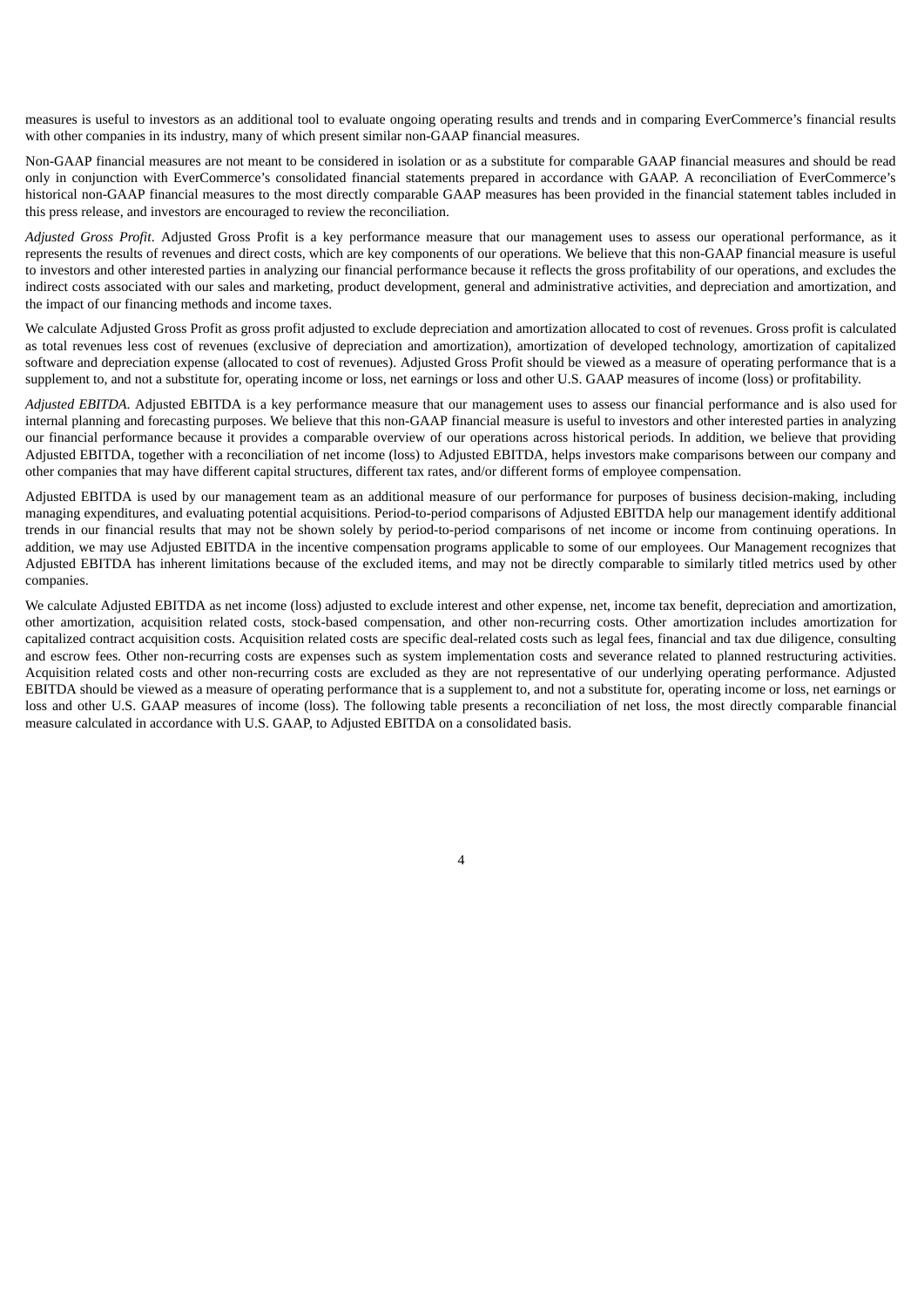measures is useful to investors as an additional tool to evaluate ongoing operating results and trends and in comparing EverCommerce's financial results with other companies in its industry, many of which present similar non-GAAP financial measures.

Non-GAAP financial measures are not meant to be considered in isolation or as a substitute for comparable GAAP financial measures and should be read only in conjunction with EverCommerce's consolidated financial statements prepared in accordance with GAAP. A reconciliation of EverCommerce's historical non-GAAP financial measures to the most directly comparable GAAP measures has been provided in the financial statement tables included in this press release, and investors are encouraged to review the reconciliation.

*Adjusted Gross Profit*. Adjusted Gross Profit is a key performance measure that our management uses to assess our operational performance, as it represents the results of revenues and direct costs, which are key components of our operations. We believe that this non-GAAP financial measure is useful to investors and other interested parties in analyzing our financial performance because it reflects the gross profitability of our operations, and excludes the indirect costs associated with our sales and marketing, product development, general and administrative activities, and depreciation and amortization, and the impact of our financing methods and income taxes.

We calculate Adjusted Gross Profit as gross profit adjusted to exclude depreciation and amortization allocated to cost of revenues. Gross profit is calculated as total revenues less cost of revenues (exclusive of depreciation and amortization), amortization of developed technology, amortization of capitalized software and depreciation expense (allocated to cost of revenues). Adjusted Gross Profit should be viewed as a measure of operating performance that is a supplement to, and not a substitute for, operating income or loss, net earnings or loss and other U.S. GAAP measures of income (loss) or profitability.

*Adjusted EBITDA*. Adjusted EBITDA is a key performance measure that our management uses to assess our financial performance and is also used for internal planning and forecasting purposes. We believe that this non-GAAP financial measure is useful to investors and other interested parties in analyzing our financial performance because it provides a comparable overview of our operations across historical periods. In addition, we believe that providing Adjusted EBITDA, together with a reconciliation of net income (loss) to Adjusted EBITDA, helps investors make comparisons between our company and other companies that may have different capital structures, different tax rates, and/or different forms of employee compensation.

Adjusted EBITDA is used by our management team as an additional measure of our performance for purposes of business decision-making, including managing expenditures, and evaluating potential acquisitions. Period-to-period comparisons of Adjusted EBITDA help our management identify additional trends in our financial results that may not be shown solely by period-to-period comparisons of net income or income from continuing operations. In addition, we may use Adjusted EBITDA in the incentive compensation programs applicable to some of our employees. Our Management recognizes that Adjusted EBITDA has inherent limitations because of the excluded items, and may not be directly comparable to similarly titled metrics used by other companies.

We calculate Adjusted EBITDA as net income (loss) adjusted to exclude interest and other expense, net, income tax benefit, depreciation and amortization, other amortization, acquisition related costs, stock-based compensation, and other non-recurring costs. Other amortization includes amortization for capitalized contract acquisition costs. Acquisition related costs are specific deal-related costs such as legal fees, financial and tax due diligence, consulting and escrow fees. Other non-recurring costs are expenses such as system implementation costs and severance related to planned restructuring activities. Acquisition related costs and other non-recurring costs are excluded as they are not representative of our underlying operating performance. Adjusted EBITDA should be viewed as a measure of operating performance that is a supplement to, and not a substitute for, operating income or loss, net earnings or loss and other U.S. GAAP measures of income (loss). The following table presents a reconciliation of net loss, the most directly comparable financial measure calculated in accordance with U.S. GAAP, to Adjusted EBITDA on a consolidated basis.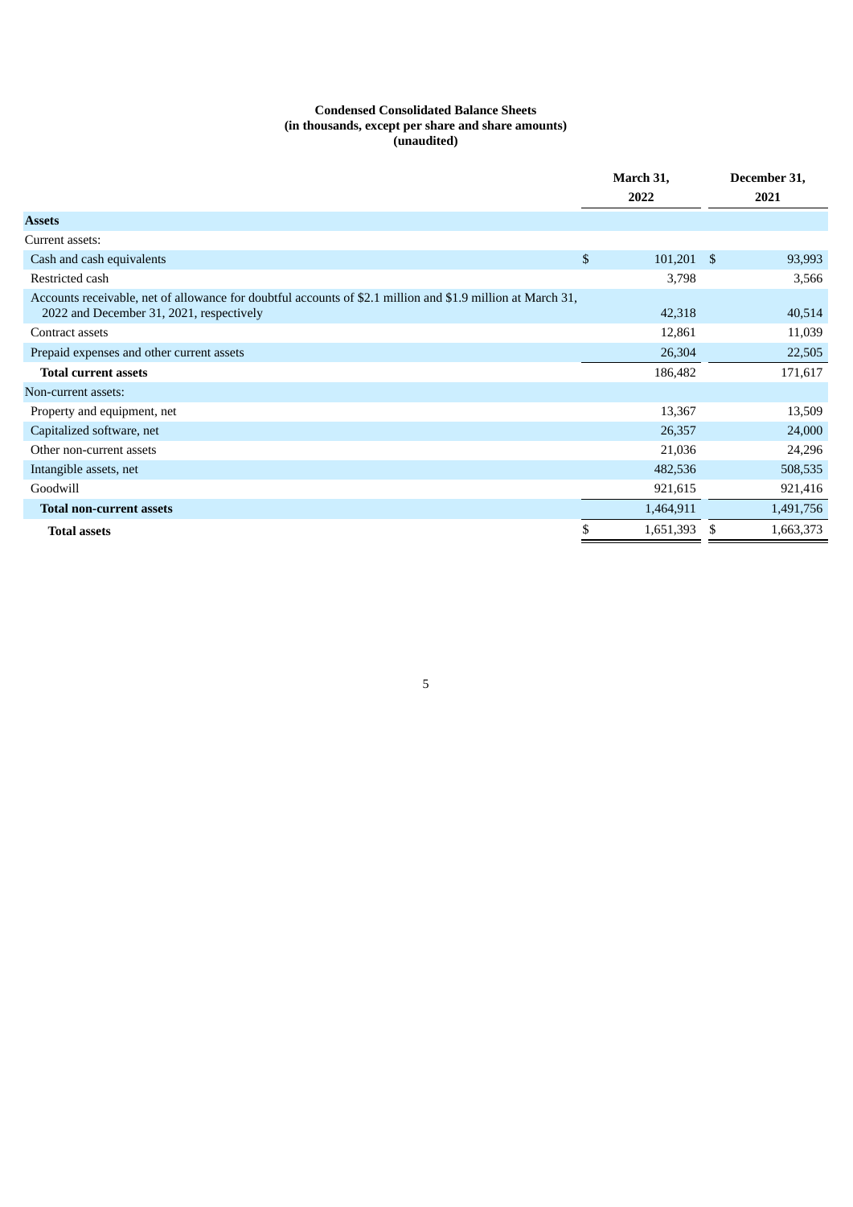**Condensed Consolidated Balance Sheets**
**(in thousands, except per share and share amounts)**
**(unaudited)**

| | March 31, 2022 | December 31, 2021 |
|---|---|---|
| **Assets** | | |
| Current assets: | | |
| Cash and cash equivalents | $ 101,201 | $ 93,993 |
| Restricted cash | 3,798 | 3,566 |
| Accounts receivable, net of allowance for doubtful accounts of $2.1 million and $1.9 million at March 31, 2022 and December 31, 2021, respectively | 42,318 | 40,514 |
| Contract assets | 12,861 | 11,039 |
| Prepaid expenses and other current assets | 26,304 | 22,505 |
| **Total current assets** | 186,482 | 171,617 |
| Non-current assets: | | |
| Property and equipment, net | 13,367 | 13,509 |
| Capitalized software, net | 26,357 | 24,000 |
| Other non-current assets | 21,036 | 24,296 |
| Intangible assets, net | 482,536 | 508,535 |
| Goodwill | 921,615 | 921,416 |
| **Total non-current assets** | 1,464,911 | 1,491,756 |
| **Total assets** | $ 1,651,393 | $ 1,663,373 |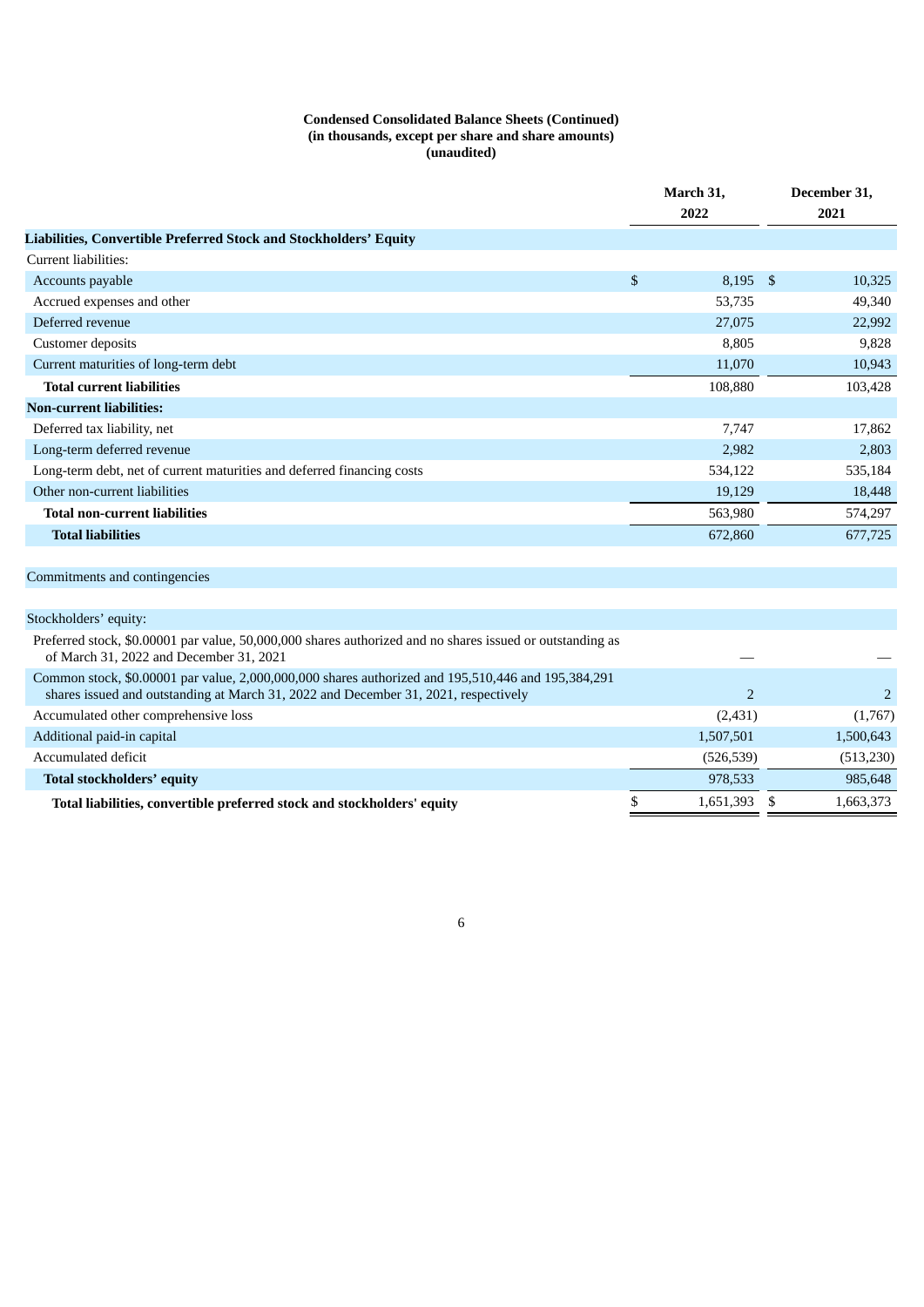**Condensed Consolidated Balance Sheets (Continued)**
**(in thousands, except per share and share amounts)**
**(unaudited)**

| | March 31, 2022 | December 31, 2021 |
|---|---|---|
| **Liabilities, Convertible Preferred Stock and Stockholders' Equity** | | |
| Current liabilities: | | |
| Accounts payable | $ 8,195 | $ 10,325 |
| Accrued expenses and other | 53,735 | 49,340 |
| Deferred revenue | 27,075 | 22,992 |
| Customer deposits | 8,805 | 9,828 |
| Current maturities of long-term debt | 11,070 | 10,943 |
| **Total current liabilities** | 108,880 | 103,428 |
| **Non-current liabilities:** | | |
| Deferred tax liability, net | 7,747 | 17,862 |
| Long-term deferred revenue | 2,982 | 2,803 |
| Long-term debt, net of current maturities and deferred financing costs | 534,122 | 535,184 |
| Other non-current liabilities | 19,129 | 18,448 |
| **Total non-current liabilities** | 563,980 | 574,297 |
| **Total liabilities** | 672,860 | 677,725 |
| | | |
| Commitments and contingencies | | |
| | | |
| Stockholders' equity: | | |
| Preferred stock, $0.00001 par value, 50,000,000 shares authorized and no shares issued or outstanding as of March 31, 2022 and December 31, 2021 | — | — |
| Common stock, $0.00001 par value, 2,000,000,000 shares authorized and 195,510,446 and 195,384,291 shares issued and outstanding at March 31, 2022 and December 31, 2021, respectively | 2 | 2 |
| Accumulated other comprehensive loss | (2,431) | (1,767) |
| Additional paid-in capital | 1,507,501 | 1,500,643 |
| Accumulated deficit | (526,539) | (513,230) |
| **Total stockholders' equity** | 978,533 | 985,648 |
| **Total liabilities, convertible preferred stock and stockholders' equity** | $ 1,651,393 | $ 1,663,373 |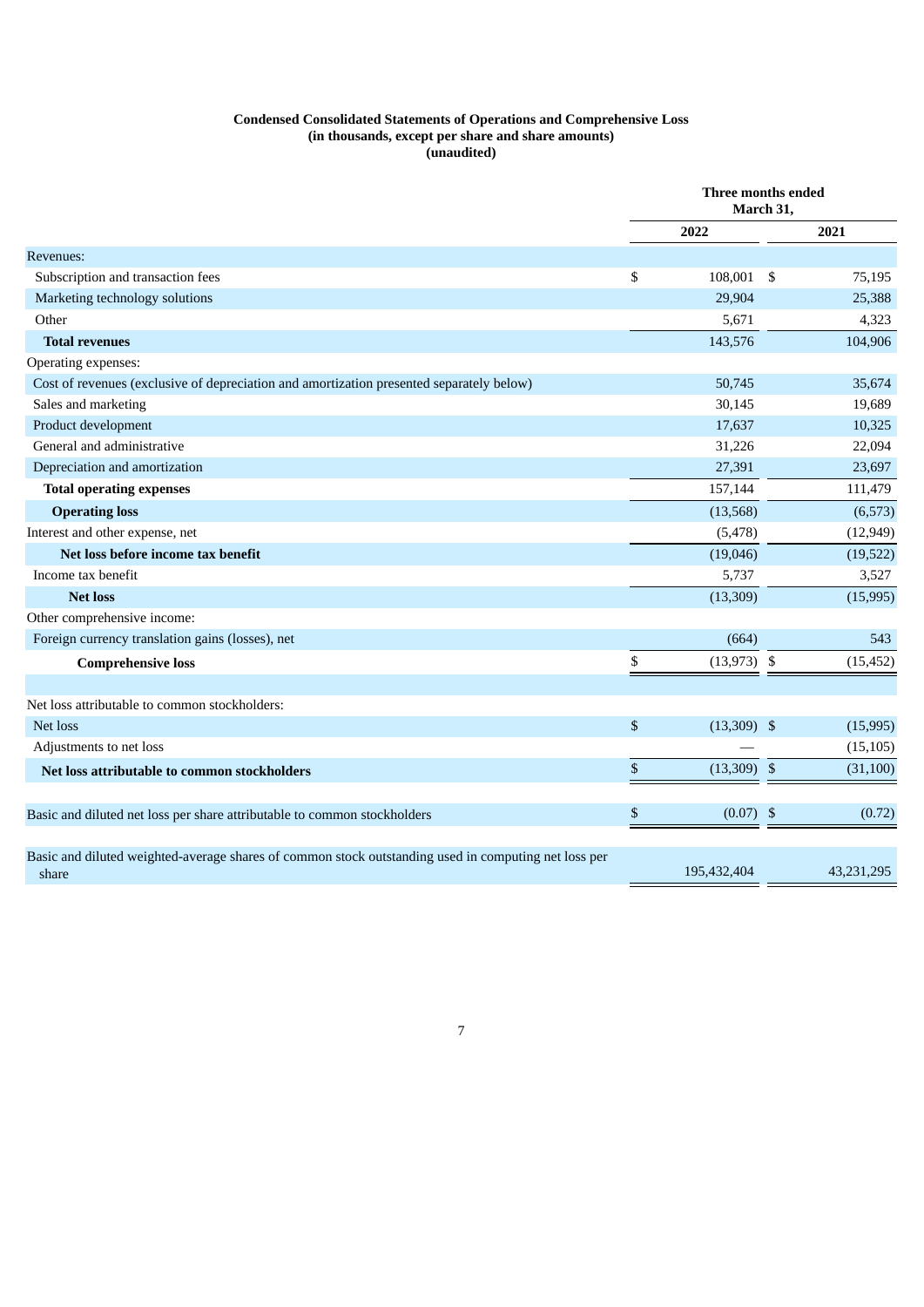**Condensed Consolidated Statements of Operations and Comprehensive Loss**
**(in thousands, except per share and share amounts)**
**(unaudited)**

| | Three months ended March 31, | |
|---|---|---|
| | 2022 | 2021 |
| Revenues: | | |
| Subscription and transaction fees | $ 108,001 | $ 75,195 |
| Marketing technology solutions | 29,904 | 25,388 |
| Other | 5,671 | 4,323 |
| **Total revenues** | 143,576 | 104,906 |
| Operating expenses: | | |
| Cost of revenues (exclusive of depreciation and amortization presented separately below) | 50,745 | 35,674 |
| Sales and marketing | 30,145 | 19,689 |
| Product development | 17,637 | 10,325 |
| General and administrative | 31,226 | 22,094 |
| Depreciation and amortization | 27,391 | 23,697 |
| **Total operating expenses** | 157,144 | 111,479 |
| **Operating loss** | (13,568) | (6,573) |
| Interest and other expense, net | (5,478) | (12,949) |
| **Net loss before income tax benefit** | (19,046) | (19,522) |
| Income tax benefit | 5,737 | 3,527 |
| **Net loss** | (13,309) | (15,995) |
| Other comprehensive income: | | |
| Foreign currency translation gains (losses), net | (664) | 543 |
| **Comprehensive loss** | $ (13,973) | $ (15,452) |
| | | |
| Net loss attributable to common stockholders: | | |
| Net loss | $ (13,309) | $ (15,995) |
| Adjustments to net loss | — | (15,105) |
| **Net loss attributable to common stockholders** | $ (13,309) | $ (31,100) |
| | | |
| Basic and diluted net loss per share attributable to common stockholders | $ (0.07) | $ (0.72) |
| | | |
| Basic and diluted weighted-average shares of common stock outstanding used in computing net loss per share | 195,432,404 | 43,231,295 |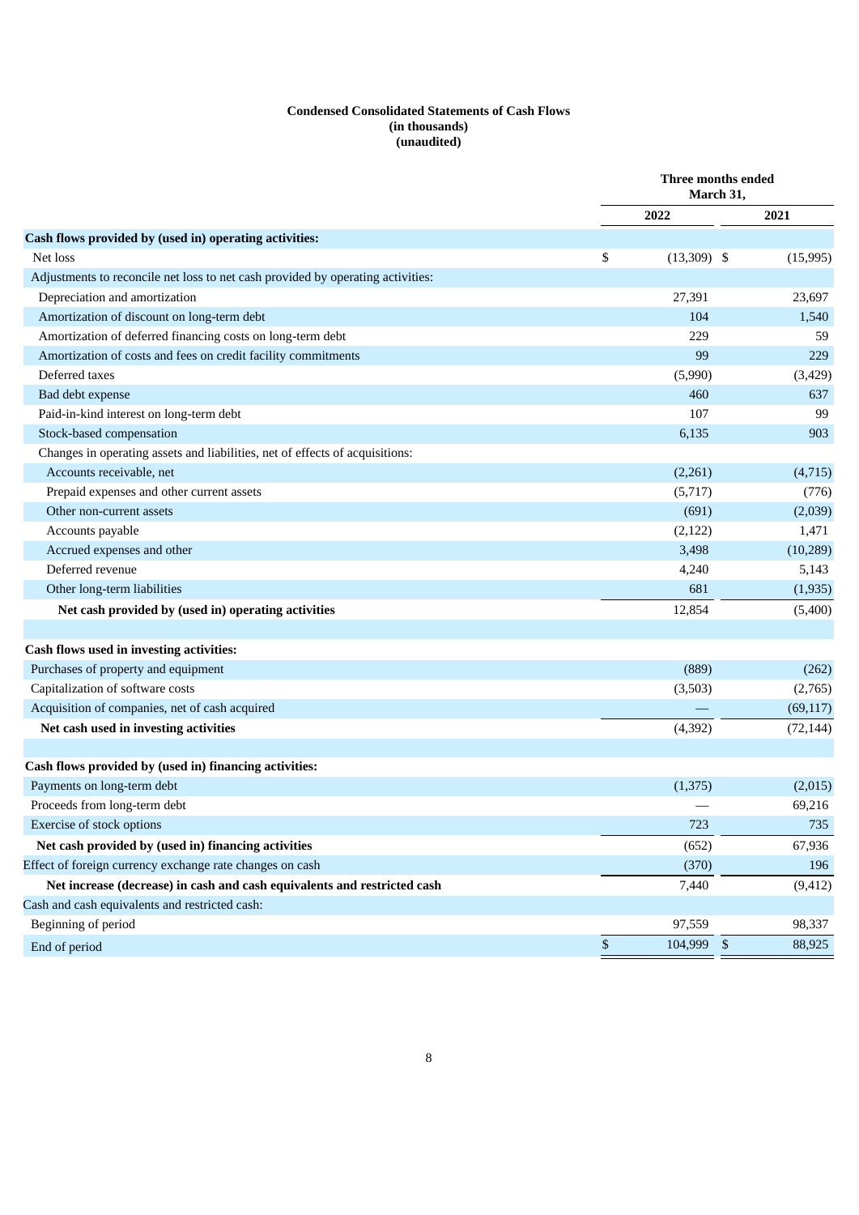**Condensed Consolidated Statements of Cash Flows**
**(in thousands)**
**(unaudited)**

| | Three months ended March 31, | |
|---|---|---|
| | 2022 | 2021 |
| **Cash flows provided by (used in) operating activities:** | | |
| Net loss | $ (13,309) | $ (15,995) |
| Adjustments to reconcile net loss to net cash provided by operating activities: | | |
| Depreciation and amortization | 27,391 | 23,697 |
| Amortization of discount on long-term debt | 104 | 1,540 |
| Amortization of deferred financing costs on long-term debt | 229 | 59 |
| Amortization of costs and fees on credit facility commitments | 99 | 229 |
| Deferred taxes | (5,990) | (3,429) |
| Bad debt expense | 460 | 637 |
| Paid-in-kind interest on long-term debt | 107 | 99 |
| Stock-based compensation | 6,135 | 903 |
| Changes in operating assets and liabilities, net of effects of acquisitions: | | |
| Accounts receivable, net | (2,261) | (4,715) |
| Prepaid expenses and other current assets | (5,717) | (776) |
| Other non-current assets | (691) | (2,039) |
| Accounts payable | (2,122) | 1,471 |
| Accrued expenses and other | 3,498 | (10,289) |
| Deferred revenue | 4,240 | 5,143 |
| Other long-term liabilities | 681 | (1,935) |
| **Net cash provided by (used in) operating activities** | 12,854 | (5,400) |
| | | |
| **Cash flows used in investing activities:** | | |
| Purchases of property and equipment | (889) | (262) |
| Capitalization of software costs | (3,503) | (2,765) |
| Acquisition of companies, net of cash acquired | — | (69,117) |
| **Net cash used in investing activities** | (4,392) | (72,144) |
| | | |
| **Cash flows provided by (used in) financing activities:** | | |
| Payments on long-term debt | (1,375) | (2,015) |
| Proceeds from long-term debt | — | 69,216 |
| Exercise of stock options | 723 | 735 |
| **Net cash provided by (used in) financing activities** | (652) | 67,936 |
| Effect of foreign currency exchange rate changes on cash | (370) | 196 |
| **Net increase (decrease) in cash and cash equivalents and restricted cash** | 7,440 | (9,412) |
| Cash and cash equivalents and restricted cash: | | |
| Beginning of period | 97,559 | 98,337 |
| End of period | $ 104,999 | $ 88,925 |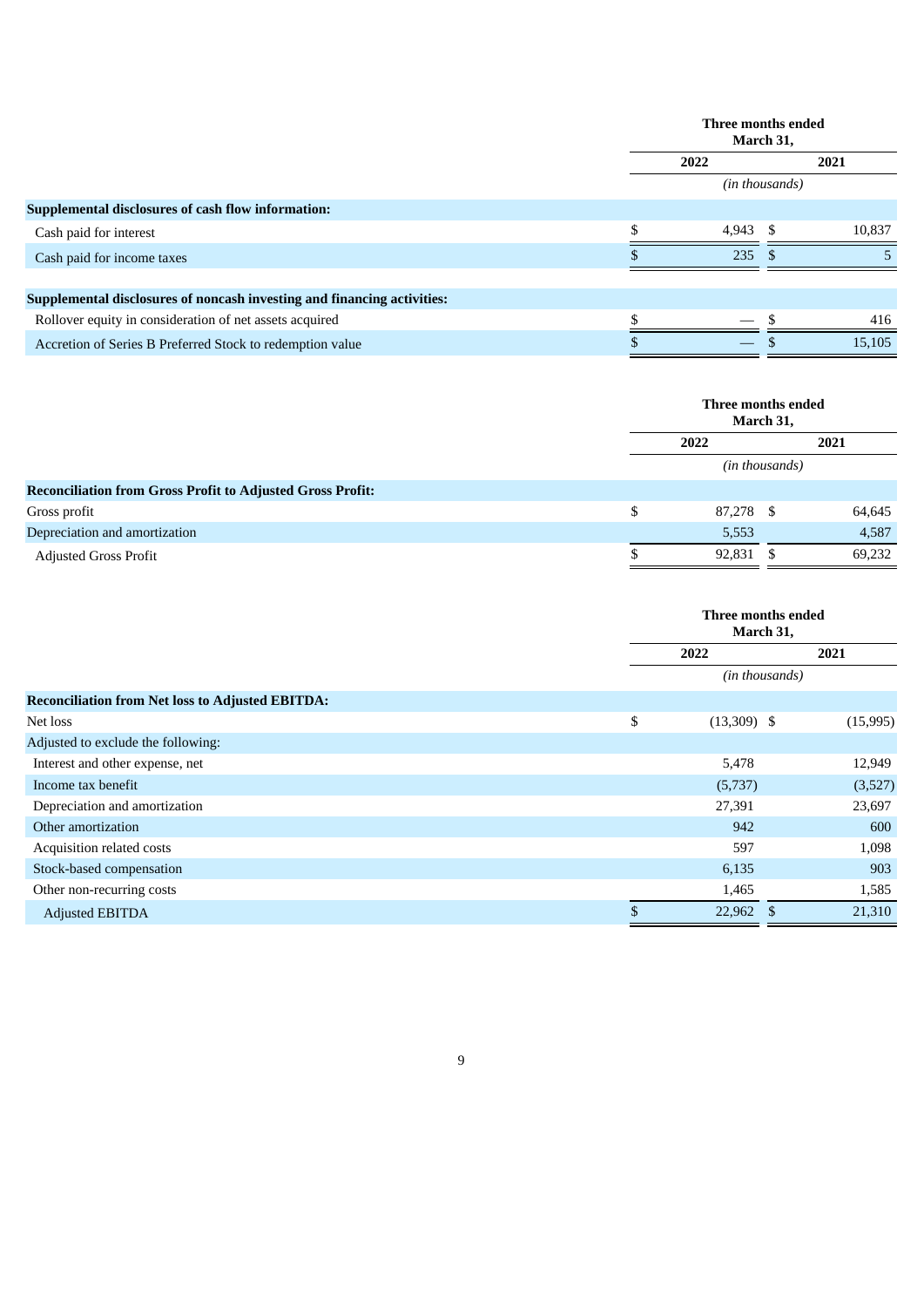| | Three months ended March 31, | |
|---|---|---|
| | 2022 | 2021 |
| | *(in thousands)* | |
| **Supplemental disclosures of cash flow information:** | | |
| Cash paid for interest | $ 4,943 | $ 10,837 |
| Cash paid for income taxes | $ 235 | $ 5 |
| **Supplemental disclosures of noncash investing and financing activities:** | | |
| Rollover equity in consideration of net assets acquired | $ — | $ 416 |
| Accretion of Series B Preferred Stock to redemption value | $ — | $ 15,105 |

| | Three months ended March 31, | |
|---|---|---|
| | 2022 | 2021 |
| | *(in thousands)* | |
| **Reconciliation from Gross Profit to Adjusted Gross Profit:** | | |
| Gross profit | $ 87,278 | $ 64,645 |
| Depreciation and amortization | 5,553 | 4,587 |
| Adjusted Gross Profit | $ 92,831 | $ 69,232 |

| | Three months ended March 31, | |
|---|---|---|
| | 2022 | 2021 |
| | *(in thousands)* | |
| **Reconciliation from Net loss to Adjusted EBITDA:** | | |
| Net loss | $ (13,309) | $ (15,995) |
| Adjusted to exclude the following: | | |
| Interest and other expense, net | 5,478 | 12,949 |
| Income tax benefit | (5,737) | (3,527) |
| Depreciation and amortization | 27,391 | 23,697 |
| Other amortization | 942 | 600 |
| Acquisition related costs | 597 | 1,098 |
| Stock-based compensation | 6,135 | 903 |
| Other non-recurring costs | 1,465 | 1,585 |
| Adjusted EBITDA | $ 22,962 | $ 21,310 |